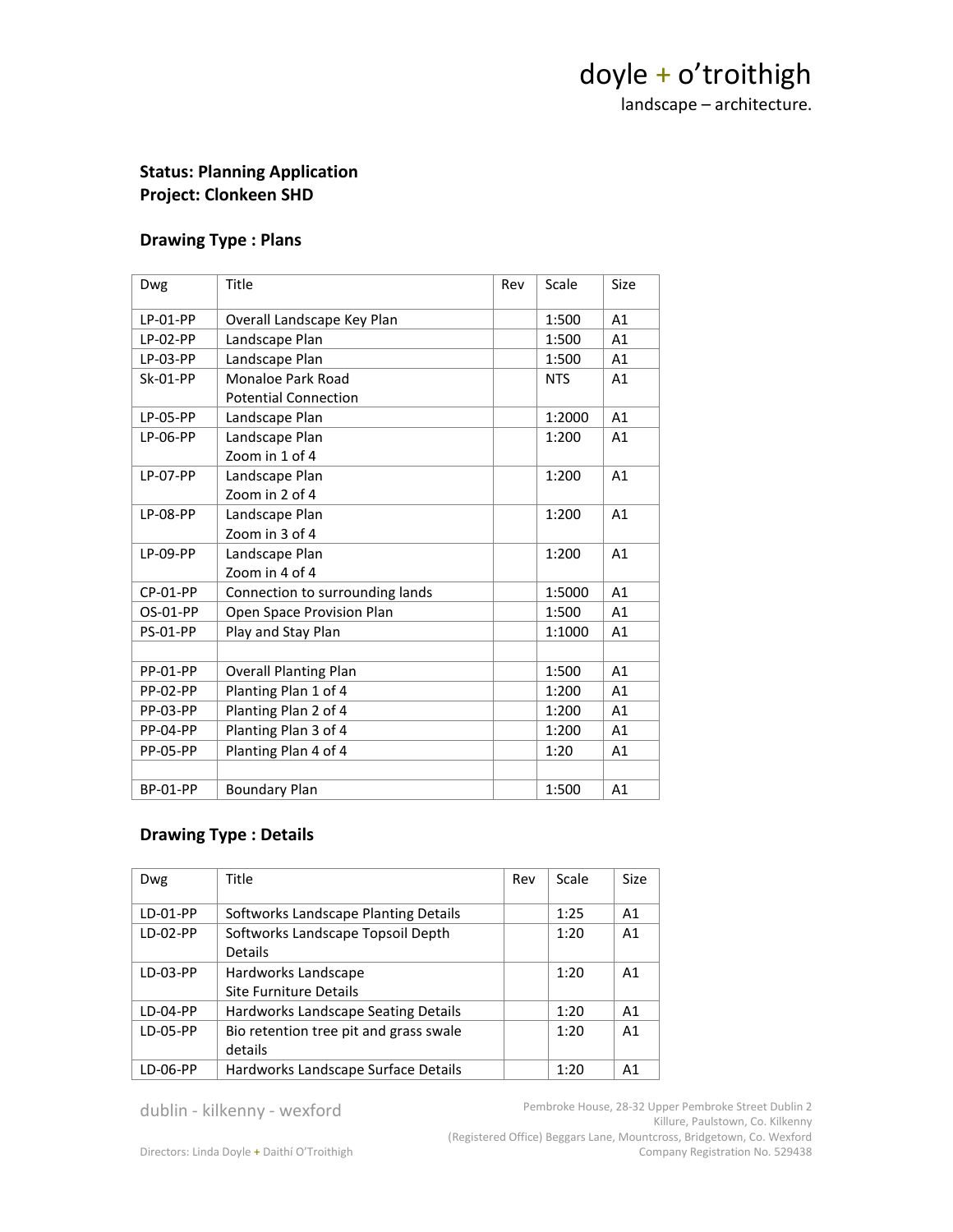doyle + o'troithigh
landscape – architecture.

**Status: Planning Application**
**Project: Clonkeen SHD**

## Drawing Type : Plans

| Dwg | Title | Rev | Scale | Size |
|---|---|---|---|---|
| LP-01-PP | Overall Landscape Key Plan | | 1:500 | A1 |
| LP-02-PP | Landscape Plan | | 1:500 | A1 |
| LP-03-PP | Landscape Plan | | 1:500 | A1 |
| Sk-01-PP | Monaloe Park Road Potential Connection | | NTS | A1 |
| LP-05-PP | Landscape Plan | | 1:2000 | A1 |
| LP-06-PP | Landscape Plan Zoom in 1 of 4 | | 1:200 | A1 |
| LP-07-PP | Landscape Plan Zoom in 2 of 4 | | 1:200 | A1 |
| LP-08-PP | Landscape Plan Zoom in 3 of 4 | | 1:200 | A1 |
| LP-09-PP | Landscape Plan Zoom in 4 of 4 | | 1:200 | A1 |
| CP-01-PP | Connection to surrounding lands | | 1:5000 | A1 |
| OS-01-PP | Open Space Provision Plan | | 1:500 | A1 |
| PS-01-PP | Play and Stay Plan | | 1:1000 | A1 |
| | | | | |
| PP-01-PP | Overall Planting Plan | | 1:500 | A1 |
| PP-02-PP | Planting Plan 1 of 4 | | 1:200 | A1 |
| PP-03-PP | Planting Plan 2 of 4 | | 1:200 | A1 |
| PP-04-PP | Planting Plan 3 of 4 | | 1:200 | A1 |
| PP-05-PP | Planting Plan 4 of 4 | | 1:20 | A1 |
| | | | | |
| BP-01-PP | Boundary Plan | | 1:500 | A1 |

## Drawing Type : Details

| Dwg | Title | Rev | Scale | Size |
|---|---|---|---|---|
| LD-01-PP | Softworks Landscape Planting Details | | 1:25 | A1 |
| LD-02-PP | Softworks Landscape Topsoil Depth Details | | 1:20 | A1 |
| LD-03-PP | Hardworks Landscape Site Furniture Details | | 1:20 | A1 |
| LD-04-PP | Hardworks Landscape Seating Details | | 1:20 | A1 |
| LD-05-PP | Bio retention tree pit and grass swale details | | 1:20 | A1 |
| LD-06-PP | Hardworks Landscape Surface Details | | 1:20 | A1 |

dublin - kilkenny - wexford

Directors: Linda Doyle + Daithí O'Troithigh

Pembroke House, 28-32 Upper Pembroke Street Dublin 2
Killure, Paulstown, Co. Kilkenny
(Registered Office) Beggars Lane, Mountcross, Bridgetown, Co. Wexford
Company Registration No. 529438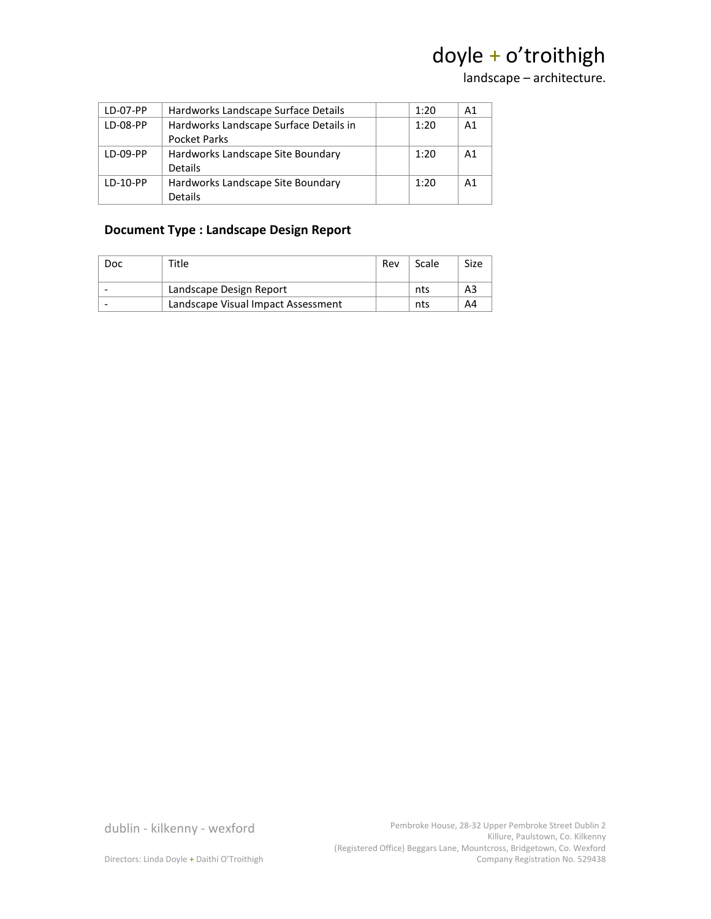| | | | | |
|---|---|---|---|---|
| LD-07-PP | Hardworks Landscape Surface Details | | 1:20 | A1 |
| LD-08-PP | Hardworks Landscape Surface Details in Pocket Parks | | 1:20 | A1 |
| LD-09-PP | Hardworks Landscape Site Boundary Details | | 1:20 | A1 |
| LD-10-PP | Hardworks Landscape Site Boundary Details | | 1:20 | A1 |

**Document Type : Landscape Design Report**

| Doc | Title | Rev | Scale | Size |
|---|---|---|---|---|
| - | Landscape Design Report | | nts | A3 |
| - | Landscape Visual Impact Assessment | | nts | A4 |